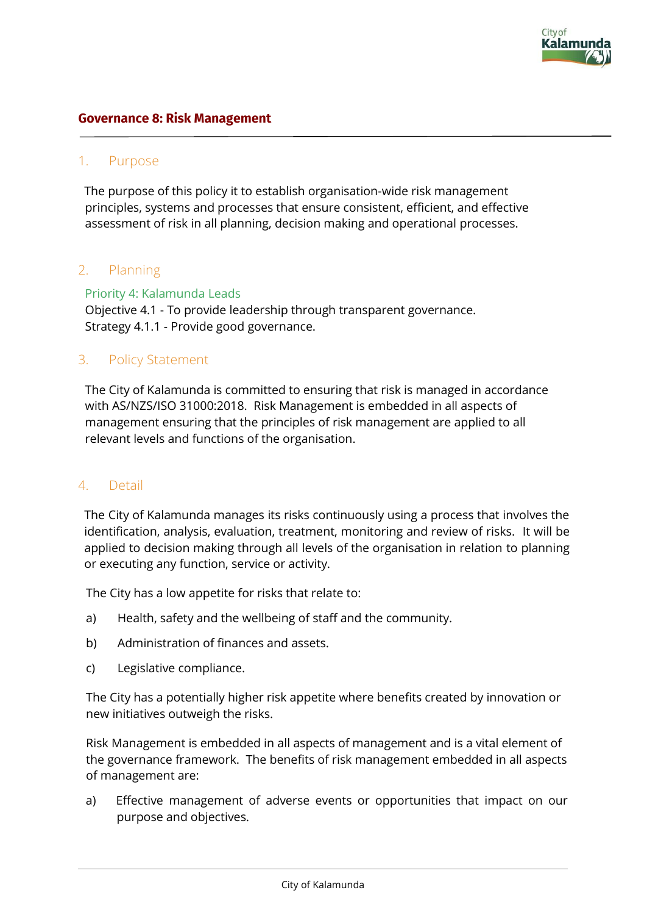# Governance 8: Risk Management

## 1. Purpose

The purpose of this policy it to establish organisation-wide risk management principles, systems and processes that ensure consistent, efficient, and effective assessment of risk in all planning, decision making and operational processes.

## 2. Planning

### Priority 4: Kalamunda Leads

Objective 4.1 - To provide leadership through transparent governance.
Strategy 4.1.1 - Provide good governance.

## 3. Policy Statement

The City of Kalamunda is committed to ensuring that risk is managed in accordance with AS/NZS/ISO 31000:2018. Risk Management is embedded in all aspects of management ensuring that the principles of risk management are applied to all relevant levels and functions of the organisation.

## 4. Detail

The City of Kalamunda manages its risks continuously using a process that involves the identification, analysis, evaluation, treatment, monitoring and review of risks. It will be applied to decision making through all levels of the organisation in relation to planning or executing any function, service or activity.

The City has a low appetite for risks that relate to:

a) Health, safety and the wellbeing of staff and the community.

b) Administration of finances and assets.

c) Legislative compliance.

The City has a potentially higher risk appetite where benefits created by innovation or new initiatives outweigh the risks.

Risk Management is embedded in all aspects of management and is a vital element of the governance framework. The benefits of risk management embedded in all aspects of management are:

a) Effective management of adverse events or opportunities that impact on our purpose and objectives.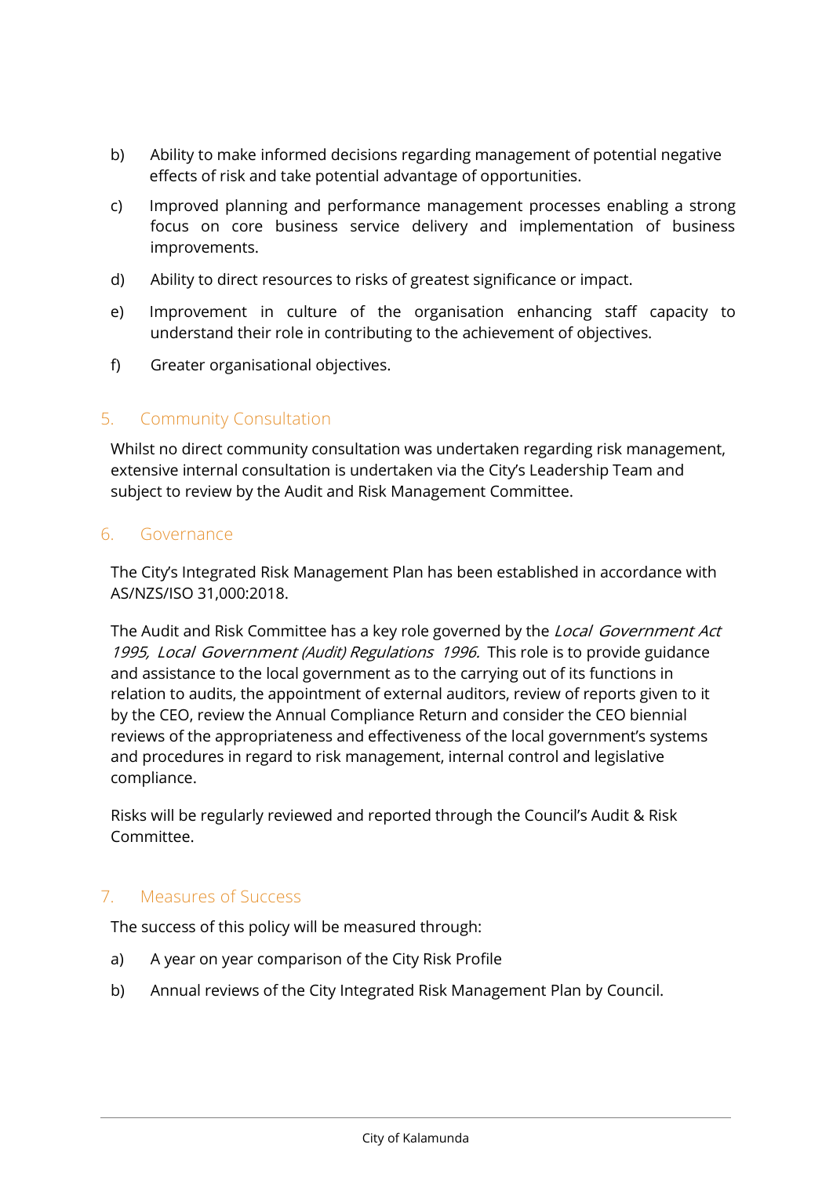b) Ability to make informed decisions regarding management of potential negative effects of risk and take potential advantage of opportunities.

c) Improved planning and performance management processes enabling a strong focus on core business service delivery and implementation of business improvements.

d) Ability to direct resources to risks of greatest significance or impact.

e) Improvement in culture of the organisation enhancing staff capacity to understand their role in contributing to the achievement of objectives.

f) Greater organisational objectives.

## 5. Community Consultation

Whilst no direct community consultation was undertaken regarding risk management, extensive internal consultation is undertaken via the City's Leadership Team and subject to review by the Audit and Risk Management Committee.

## 6. Governance

The City's Integrated Risk Management Plan has been established in accordance with AS/NZS/ISO 31,000:2018.

The Audit and Risk Committee has a key role governed by the *Local Government Act 1995, Local Government (Audit) Regulations 1996.* This role is to provide guidance and assistance to the local government as to the carrying out of its functions in relation to audits, the appointment of external auditors, review of reports given to it by the CEO, review the Annual Compliance Return and consider the CEO biennial reviews of the appropriateness and effectiveness of the local government's systems and procedures in regard to risk management, internal control and legislative compliance.

Risks will be regularly reviewed and reported through the Council's Audit & Risk Committee.

## 7. Measures of Success

The success of this policy will be measured through:

a) A year on year comparison of the City Risk Profile

b) Annual reviews of the City Integrated Risk Management Plan by Council.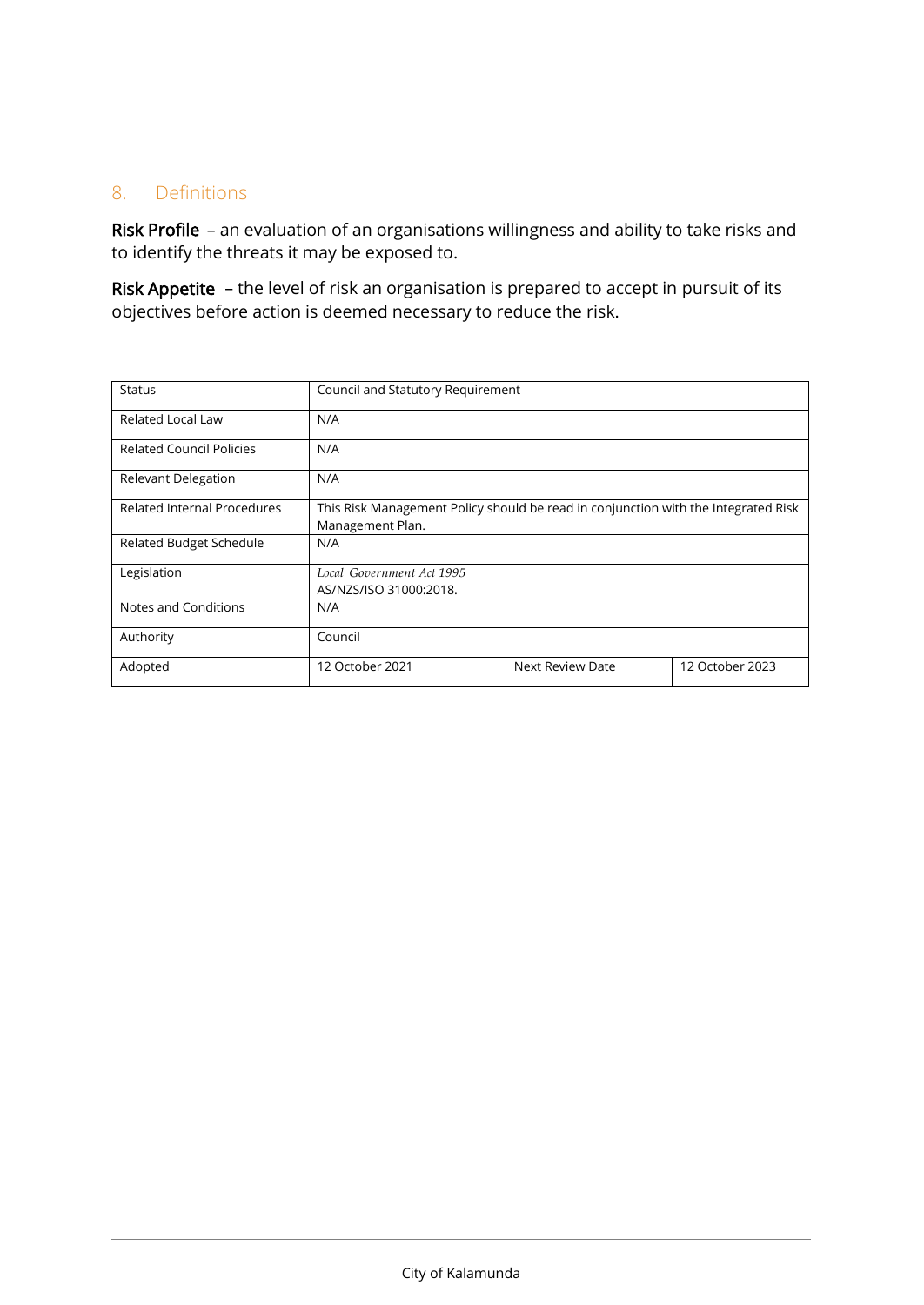## 8. Definitions

**Risk Profile** – an evaluation of an organisations willingness and ability to take risks and to identify the threats it may be exposed to.

**Risk Appetite** – the level of risk an organisation is prepared to accept in pursuit of its objectives before action is deemed necessary to reduce the risk.

| | | | |
|---|---|---|---|
| Status | Council and Statutory Requirement | | |
| Related Local Law | N/A | | |
| Related Council Policies | N/A | | |
| Relevant Delegation | N/A | | |
| Related Internal Procedures | This Risk Management Policy should be read in conjunction with the Integrated Risk Management Plan. | | |
| Related Budget Schedule | N/A | | |
| Legislation | *Local Government Act 1995*<br>AS/NZS/ISO 31000:2018. | | |
| Notes and Conditions | N/A | | |
| Authority | Council | | |
| Adopted | 12 October 2021 | Next Review Date | 12 October 2023 |